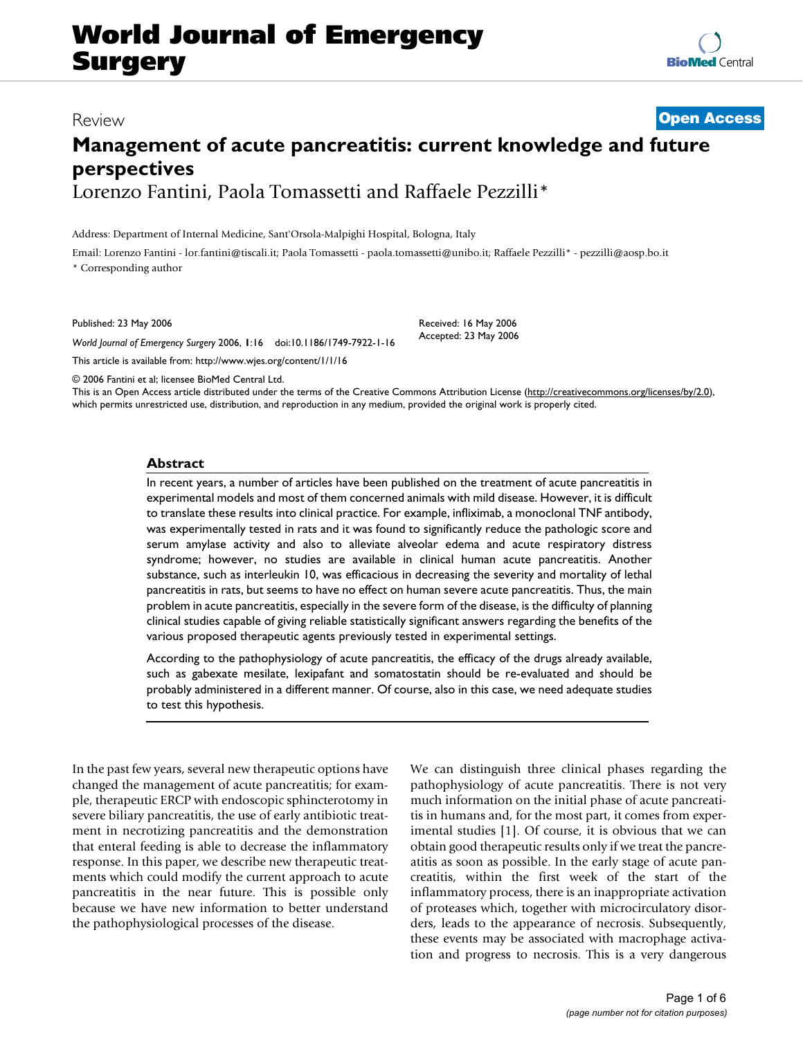# World Journal of Emergency Surgery

Review

**Open Access**

# Management of acute pancreatitis: current knowledge and future perspectives

Lorenzo Fantini, Paola Tomassetti and Raffaele Pezzilli*

Address: Department of Internal Medicine, Sant'Orsola-Malpighi Hospital, Bologna, Italy

Email: Lorenzo Fantini - lor.fantini@tiscali.it; Paola Tomassetti - paola.tomassetti@unibo.it; Raffaele Pezzilli* - pezzilli@aosp.bo.it

* Corresponding author

Published: 23 May 2006

*World Journal of Emergency Surgery* 2006, **1**:16 doi:10.1186/1749-7922-1-16

Received: 16 May 2006
Accepted: 23 May 2006

This article is available from: http://www.wjes.org/content/1/1/16

© 2006 Fantini et al; licensee BioMed Central Ltd.

This is an Open Access article distributed under the terms of the Creative Commons Attribution License (http://creativecommons.org/licenses/by/2.0), which permits unrestricted use, distribution, and reproduction in any medium, provided the original work is properly cited.

## Abstract

In recent years, a number of articles have been published on the treatment of acute pancreatitis in experimental models and most of them concerned animals with mild disease. However, it is difficult to translate these results into clinical practice. For example, infliximab, a monoclonal TNF antibody, was experimentally tested in rats and it was found to significantly reduce the pathologic score and serum amylase activity and also to alleviate alveolar edema and acute respiratory distress syndrome; however, no studies are available in clinical human acute pancreatitis. Another substance, such as interleukin 10, was efficacious in decreasing the severity and mortality of lethal pancreatitis in rats, but seems to have no effect on human severe acute pancreatitis. Thus, the main problem in acute pancreatitis, especially in the severe form of the disease, is the difficulty of planning clinical studies capable of giving reliable statistically significant answers regarding the benefits of the various proposed therapeutic agents previously tested in experimental settings.

According to the pathophysiology of acute pancreatitis, the efficacy of the drugs already available, such as gabexate mesilate, lexipafant and somatostatin should be re-evaluated and should be probably administered in a different manner. Of course, also in this case, we need adequate studies to test this hypothesis.

In the past few years, several new therapeutic options have changed the management of acute pancreatitis; for example, therapeutic ERCP with endoscopic sphincterotomy in severe biliary pancreatitis, the use of early antibiotic treatment in necrotizing pancreatitis and the demonstration that enteral feeding is able to decrease the inflammatory response. In this paper, we describe new therapeutic treatments which could modify the current approach to acute pancreatitis in the near future. This is possible only because we have new information to better understand the pathophysiological processes of the disease.

We can distinguish three clinical phases regarding the pathophysiology of acute pancreatitis. There is not very much information on the initial phase of acute pancreatitis in humans and, for the most part, it comes from experimental studies [1]. Of course, it is obvious that we can obtain good therapeutic results only if we treat the pancreatitis as soon as possible. In the early stage of acute pancreatitis, within the first week of the start of the inflammatory process, there is an inappropriate activation of proteases which, together with microcirculatory disorders, leads to the appearance of necrosis. Subsequently, these events may be associated with macrophage activation and progress to necrosis. This is a very dangerous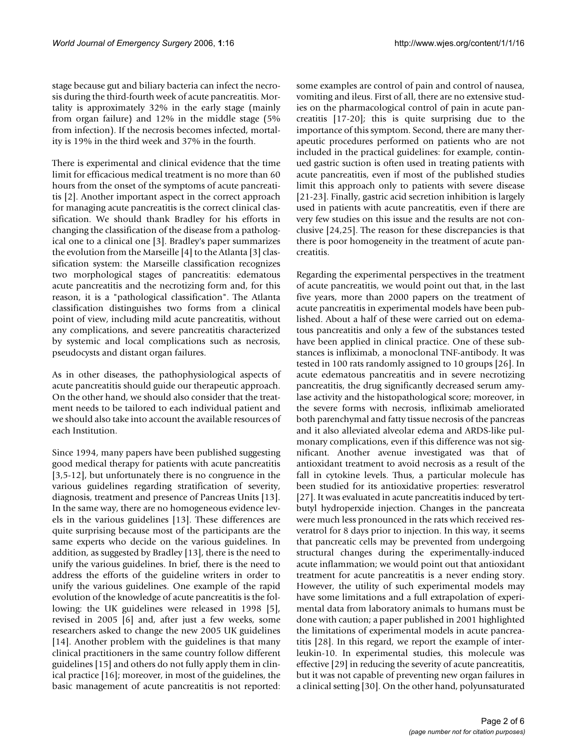stage because gut and biliary bacteria can infect the necrosis during the third-fourth week of acute pancreatitis. Mortality is approximately 32% in the early stage (mainly from organ failure) and 12% in the middle stage (5% from infection). If the necrosis becomes infected, mortality is 19% in the third week and 37% in the fourth.

There is experimental and clinical evidence that the time limit for efficacious medical treatment is no more than 60 hours from the onset of the symptoms of acute pancreatitis [2]. Another important aspect in the correct approach for managing acute pancreatitis is the correct clinical classification. We should thank Bradley for his efforts in changing the classification of the disease from a pathological one to a clinical one [3]. Bradley's paper summarizes the evolution from the Marseille [4] to the Atlanta [3] classification system: the Marseille classification recognizes two morphological stages of pancreatitis: edematous acute pancreatitis and the necrotizing form and, for this reason, it is a "pathological classification". The Atlanta classification distinguishes two forms from a clinical point of view, including mild acute pancreatitis, without any complications, and severe pancreatitis characterized by systemic and local complications such as necrosis, pseudocysts and distant organ failures.

As in other diseases, the pathophysiological aspects of acute pancreatitis should guide our therapeutic approach. On the other hand, we should also consider that the treatment needs to be tailored to each individual patient and we should also take into account the available resources of each Institution.

Since 1994, many papers have been published suggesting good medical therapy for patients with acute pancreatitis [3,5-12], but unfortunately there is no congruence in the various guidelines regarding stratification of severity, diagnosis, treatment and presence of Pancreas Units [13]. In the same way, there are no homogeneous evidence levels in the various guidelines [13]. These differences are quite surprising because most of the participants are the same experts who decide on the various guidelines. In addition, as suggested by Bradley [13], there is the need to unify the various guidelines. In brief, there is the need to address the efforts of the guideline writers in order to unify the various guidelines. One example of the rapid evolution of the knowledge of acute pancreatitis is the following: the UK guidelines were released in 1998 [5], revised in 2005 [6] and, after just a few weeks, some researchers asked to change the new 2005 UK guidelines [14]. Another problem with the guidelines is that many clinical practitioners in the same country follow different guidelines [15] and others do not fully apply them in clinical practice [16]; moreover, in most of the guidelines, the basic management of acute pancreatitis is not reported: some examples are control of pain and control of nausea, vomiting and ileus. First of all, there are no extensive studies on the pharmacological control of pain in acute pancreatitis [17-20]; this is quite surprising due to the importance of this symptom. Second, there are many therapeutic procedures performed on patients who are not included in the practical guidelines: for example, continued gastric suction is often used in treating patients with acute pancreatitis, even if most of the published studies limit this approach only to patients with severe disease [21-23]. Finally, gastric acid secretion inhibition is largely used in patients with acute pancreatitis, even if there are very few studies on this issue and the results are not conclusive [24,25]. The reason for these discrepancies is that there is poor homogeneity in the treatment of acute pancreatitis.

Regarding the experimental perspectives in the treatment of acute pancreatitis, we would point out that, in the last five years, more than 2000 papers on the treatment of acute pancreatitis in experimental models have been published. About a half of these were carried out on edematous pancreatitis and only a few of the substances tested have been applied in clinical practice. One of these substances is infliximab, a monoclonal TNF-antibody. It was tested in 100 rats randomly assigned to 10 groups [26]. In acute edematous pancreatitis and in severe necrotizing pancreatitis, the drug significantly decreased serum amylase activity and the histopathological score; moreover, in the severe forms with necrosis, infliximab ameliorated both parenchymal and fatty tissue necrosis of the pancreas and it also alleviated alveolar edema and ARDS-like pulmonary complications, even if this difference was not significant. Another avenue investigated was that of antioxidant treatment to avoid necrosis as a result of the fall in cytokine levels. Thus, a particular molecule has been studied for its antioxidative properties: resveratrol [27]. It was evaluated in acute pancreatitis induced by tert-butyl hydroperxide injection. Changes in the pancreata were much less pronounced in the rats which received resveratrol for 8 days prior to injection. In this way, it seems that pancreatic cells may be prevented from undergoing structural changes during the experimentally-induced acute inflammation; we would point out that antioxidant treatment for acute pancreatitis is a never ending story. However, the utility of such experimental models may have some limitations and a full extrapolation of experimental data from laboratory animals to humans must be done with caution; a paper published in 2001 highlighted the limitations of experimental models in acute pancreatitis [28]. In this regard, we report the example of interleukin-10. In experimental studies, this molecule was effective [29] in reducing the severity of acute pancreatitis, but it was not capable of preventing new organ failures in a clinical setting [30]. On the other hand, polyunsaturated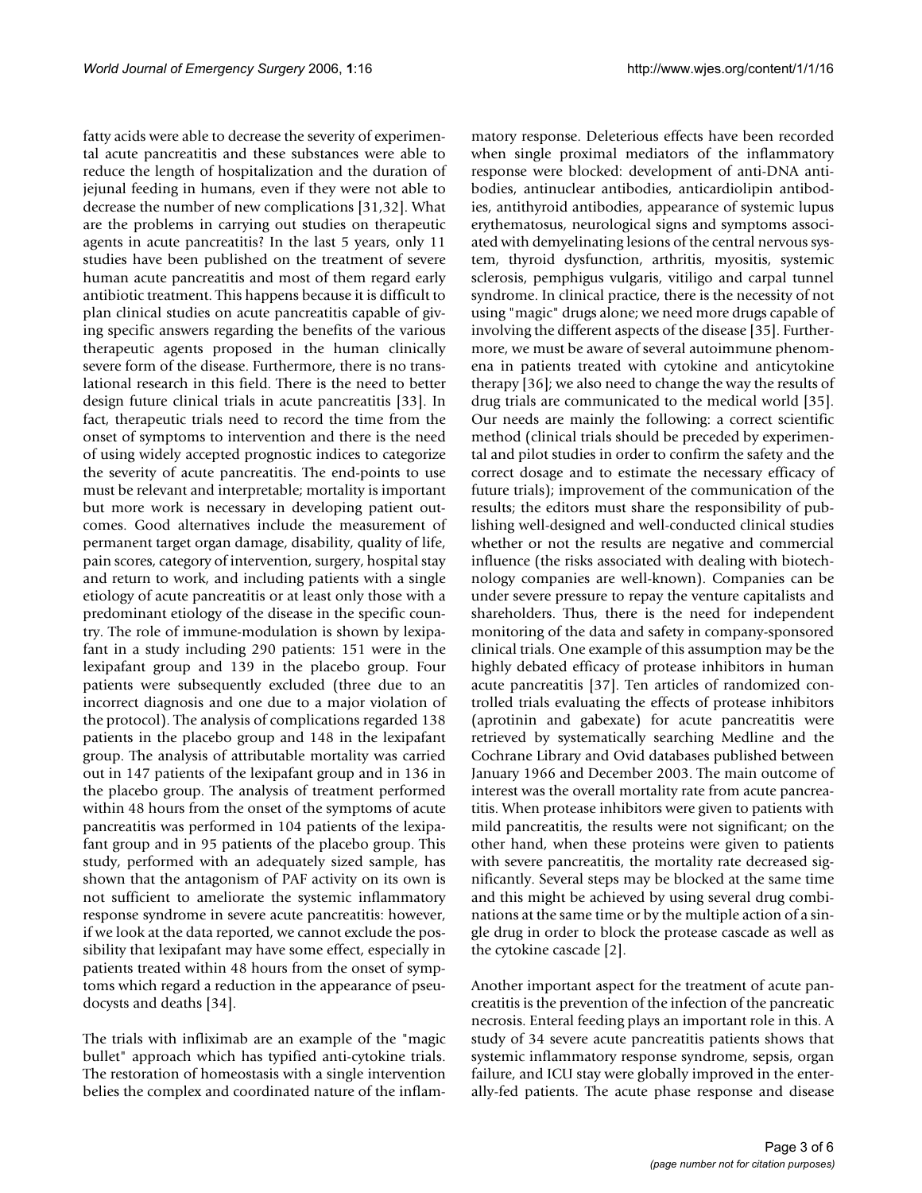fatty acids were able to decrease the severity of experimental acute pancreatitis and these substances were able to reduce the length of hospitalization and the duration of jejunal feeding in humans, even if they were not able to decrease the number of new complications [31,32]. What are the problems in carrying out studies on therapeutic agents in acute pancreatitis? In the last 5 years, only 11 studies have been published on the treatment of severe human acute pancreatitis and most of them regard early antibiotic treatment. This happens because it is difficult to plan clinical studies on acute pancreatitis capable of giving specific answers regarding the benefits of the various therapeutic agents proposed in the human clinically severe form of the disease. Furthermore, there is no translational research in this field. There is the need to better design future clinical trials in acute pancreatitis [33]. In fact, therapeutic trials need to record the time from the onset of symptoms to intervention and there is the need of using widely accepted prognostic indices to categorize the severity of acute pancreatitis. The end-points to use must be relevant and interpretable; mortality is important but more work is necessary in developing patient outcomes. Good alternatives include the measurement of permanent target organ damage, disability, quality of life, pain scores, category of intervention, surgery, hospital stay and return to work, and including patients with a single etiology of acute pancreatitis or at least only those with a predominant etiology of the disease in the specific country. The role of immune-modulation is shown by lexipafant in a study including 290 patients: 151 were in the lexipafant group and 139 in the placebo group. Four patients were subsequently excluded (three due to an incorrect diagnosis and one due to a major violation of the protocol). The analysis of complications regarded 138 patients in the placebo group and 148 in the lexipafant group. The analysis of attributable mortality was carried out in 147 patients of the lexipafant group and in 136 in the placebo group. The analysis of treatment performed within 48 hours from the onset of the symptoms of acute pancreatitis was performed in 104 patients of the lexipafant group and in 95 patients of the placebo group. This study, performed with an adequately sized sample, has shown that the antagonism of PAF activity on its own is not sufficient to ameliorate the systemic inflammatory response syndrome in severe acute pancreatitis: however, if we look at the data reported, we cannot exclude the possibility that lexipafant may have some effect, especially in patients treated within 48 hours from the onset of symptoms which regard a reduction in the appearance of pseudocysts and deaths [34].

The trials with infliximab are an example of the "magic bullet" approach which has typified anti-cytokine trials. The restoration of homeostasis with a single intervention belies the complex and coordinated nature of the inflammatory response. Deleterious effects have been recorded when single proximal mediators of the inflammatory response were blocked: development of anti-DNA antibodies, antinuclear antibodies, anticardiolipin antibodies, antithyroid antibodies, appearance of systemic lupus erythematosus, neurological signs and symptoms associated with demyelinating lesions of the central nervous system, thyroid dysfunction, arthritis, myositis, systemic sclerosis, pemphigus vulgaris, vitiligo and carpal tunnel syndrome. In clinical practice, there is the necessity of not using "magic" drugs alone; we need more drugs capable of involving the different aspects of the disease [35]. Furthermore, we must be aware of several autoimmune phenomena in patients treated with cytokine and anticytokine therapy [36]; we also need to change the way the results of drug trials are communicated to the medical world [35]. Our needs are mainly the following: a correct scientific method (clinical trials should be preceded by experimental and pilot studies in order to confirm the safety and the correct dosage and to estimate the necessary efficacy of future trials); improvement of the communication of the results; the editors must share the responsibility of publishing well-designed and well-conducted clinical studies whether or not the results are negative and commercial influence (the risks associated with dealing with biotechnology companies are well-known). Companies can be under severe pressure to repay the venture capitalists and shareholders. Thus, there is the need for independent monitoring of the data and safety in company-sponsored clinical trials. One example of this assumption may be the highly debated efficacy of protease inhibitors in human acute pancreatitis [37]. Ten articles of randomized controlled trials evaluating the effects of protease inhibitors (aprotinin and gabexate) for acute pancreatitis were retrieved by systematically searching Medline and the Cochrane Library and Ovid databases published between January 1966 and December 2003. The main outcome of interest was the overall mortality rate from acute pancreatitis. When protease inhibitors were given to patients with mild pancreatitis, the results were not significant; on the other hand, when these proteins were given to patients with severe pancreatitis, the mortality rate decreased significantly. Several steps may be blocked at the same time and this might be achieved by using several drug combinations at the same time or by the multiple action of a single drug in order to block the protease cascade as well as the cytokine cascade [2].

Another important aspect for the treatment of acute pancreatitis is the prevention of the infection of the pancreatic necrosis. Enteral feeding plays an important role in this. A study of 34 severe acute pancreatitis patients shows that systemic inflammatory response syndrome, sepsis, organ failure, and ICU stay were globally improved in the enterally-fed patients. The acute phase response and disease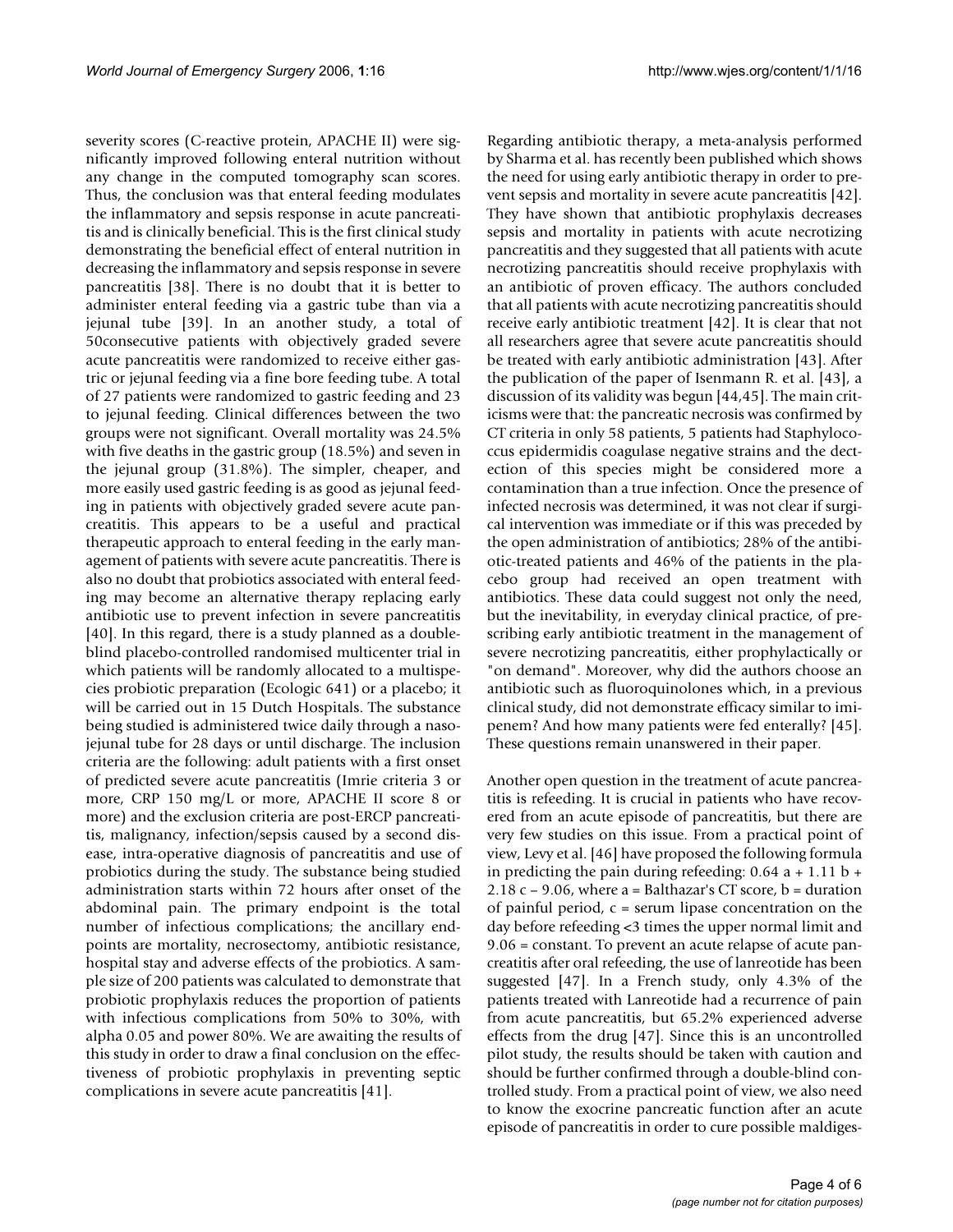severity scores (C-reactive protein, APACHE II) were significantly improved following enteral nutrition without any change in the computed tomography scan scores. Thus, the conclusion was that enteral feeding modulates the inflammatory and sepsis response in acute pancreatitis and is clinically beneficial. This is the first clinical study demonstrating the beneficial effect of enteral nutrition in decreasing the inflammatory and sepsis response in severe pancreatitis [38]. There is no doubt that it is better to administer enteral feeding via a gastric tube than via a jejunal tube [39]. In an another study, a total of 50consecutive patients with objectively graded severe acute pancreatitis were randomized to receive either gastric or jejunal feeding via a fine bore feeding tube. A total of 27 patients were randomized to gastric feeding and 23 to jejunal feeding. Clinical differences between the two groups were not significant. Overall mortality was 24.5% with five deaths in the gastric group (18.5%) and seven in the jejunal group (31.8%). The simpler, cheaper, and more easily used gastric feeding is as good as jejunal feeding in patients with objectively graded severe acute pancreatitis. This appears to be a useful and practical therapeutic approach to enteral feeding in the early management of patients with severe acute pancreatitis. There is also no doubt that probiotics associated with enteral feeding may become an alternative therapy replacing early antibiotic use to prevent infection in severe pancreatitis [40]. In this regard, there is a study planned as a double-blind placebo-controlled randomised multicenter trial in which patients will be randomly allocated to a multispecies probiotic preparation (Ecologic 641) or a placebo; it will be carried out in 15 Dutch Hospitals. The substance being studied is administered twice daily through a naso-jejunal tube for 28 days or until discharge. The inclusion criteria are the following: adult patients with a first onset of predicted severe acute pancreatitis (Imrie criteria 3 or more, CRP 150 mg/L or more, APACHE II score 8 or more) and the exclusion criteria are post-ERCP pancreatitis, malignancy, infection/sepsis caused by a second disease, intra-operative diagnosis of pancreatitis and use of probiotics during the study. The substance being studied administration starts within 72 hours after onset of the abdominal pain. The primary endpoint is the total number of infectious complications; the ancillary endpoints are mortality, necrosectomy, antibiotic resistance, hospital stay and adverse effects of the probiotics. A sample size of 200 patients was calculated to demonstrate that probiotic prophylaxis reduces the proportion of patients with infectious complications from 50% to 30%, with alpha 0.05 and power 80%. We are awaiting the results of this study in order to draw a final conclusion on the effectiveness of probiotic prophylaxis in preventing septic complications in severe acute pancreatitis [41].

Regarding antibiotic therapy, a meta-analysis performed by Sharma et al. has recently been published which shows the need for using early antibiotic therapy in order to prevent sepsis and mortality in severe acute pancreatitis [42]. They have shown that antibiotic prophylaxis decreases sepsis and mortality in patients with acute necrotizing pancreatitis and they suggested that all patients with acute necrotizing pancreatitis should receive prophylaxis with an antibiotic of proven efficacy. The authors concluded that all patients with acute necrotizing pancreatitis should receive early antibiotic treatment [42]. It is clear that not all researchers agree that severe acute pancreatitis should be treated with early antibiotic administration [43]. After the publication of the paper of Isenmann R. et al. [43], a discussion of its validity was begun [44,45]. The main criticisms were that: the pancreatic necrosis was confirmed by CT criteria in only 58 patients, 5 patients had Staphylococcus epidermidis coagulase negative strains and the dectection of this species might be considered more a contamination than a true infection. Once the presence of infected necrosis was determined, it was not clear if surgical intervention was immediate or if this was preceded by the open administration of antibiotics; 28% of the antibiotic-treated patients and 46% of the patients in the placebo group had received an open treatment with antibiotics. These data could suggest not only the need, but the inevitability, in everyday clinical practice, of prescribing early antibiotic treatment in the management of severe necrotizing pancreatitis, either prophylactically or "on demand". Moreover, why did the authors choose an antibiotic such as fluoroquinolones which, in a previous clinical study, did not demonstrate efficacy similar to imipenem? And how many patients were fed enterally? [45]. These questions remain unanswered in their paper.

Another open question in the treatment of acute pancreatitis is refeeding. It is crucial in patients who have recovered from an acute episode of pancreatitis, but there are very few studies on this issue. From a practical point of view, Levy et al. [46] have proposed the following formula in predicting the pain during refeeding: $0.64\,a + 1.11\,b + 2.18\,c - 9.06$, where a = Balthazar's CT score, b = duration of painful period, c = serum lipase concentration on the day before refeeding <3 times the upper normal limit and 9.06 = constant. To prevent an acute relapse of acute pancreatitis after oral refeeding, the use of lanreotide has been suggested [47]. In a French study, only 4.3% of the patients treated with Lanreotide had a recurrence of pain from acute pancreatitis, but 65.2% experienced adverse effects from the drug [47]. Since this is an uncontrolled pilot study, the results should be taken with caution and should be further confirmed through a double-blind controlled study. From a practical point of view, we also need to know the exocrine pancreatic function after an acute episode of pancreatitis in order to cure possible maldiges-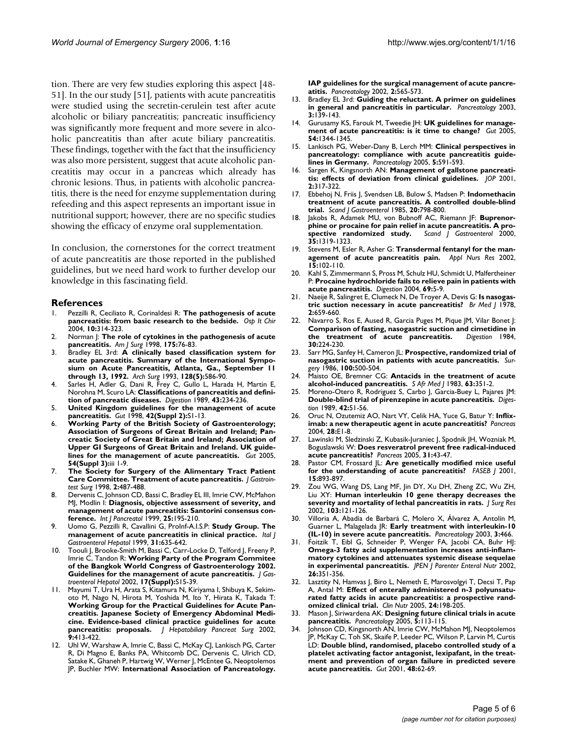tion. There are very few studies exploring this aspect [48-51]. In the our study [51], patients with acute pancreatitis were studied using the secretin-cerulein test after acute alcoholic or biliary pancreatitis; pancreatic insufficiency was significantly more frequent and more severe in alcoholic pancreatitis than after acute biliary pancreatitis. These findings, together with the fact that the insufficiency was also more persistent, suggest that acute alcoholic pancreatitis may occur in a pancreas which already has chronic lesions. Thus, in patients with alcoholic pancreatitis, there is the need for enzyme supplementation during refeeding and this aspect represents an important issue in nutritional support; however, there are no specific studies showing the efficacy of enzyme oral supplementation.

In conclusion, the cornerstones for the correct treatment of acute pancreatitis are those reported in the published guidelines, but we need hard work to further develop our knowledge in this fascinating field.

## References

1. Pezzilli R, Ceciliato R, Corinaldesi R: **The pathogenesis of acute pancreatitis: from basic research to the bedside.** *Osp It Chir* 2004, **10:**314-323.
2. Norman J: **The role of cytokines in the pathogenesis of acute pancreatitis.** *Am J Surg* 1998, **175:**76-83.
3. Bradley EL 3rd: **A clinically based classification system for acute pancreatitis. Summary of the International Symposium on Acute Pancreatitis, Atlanta, Ga., September 11 through 13, 1992.** *Arch Surg* 1993, **128(5):**586-90.
4. Sarles H, Adler G, Dani R, Frey C, Gullo L, Harada H, Martin E, Norohna M, Scuro LA: **Classifications of pancreatitis and definition of pancreatic diseases.** *Digestion* 1989, **43:**234-236.
5. **United Kingdom guidelines for the management of acute pancreatitis.** *Gut* 1998, **42(Suppl 2):**S1-13.
6. **Working Party of the British Society of Gastroenterology; Association of Surgeons of Great Britain and Ireland; Pancreatic Society of Great Britain and Ireland; Association of Upper GI Surgeons of Great Britain and Ireland. UK guidelines for the management of acute pancreatitis.** *Gut* 2005, **54(Suppl 3):**iii 1-9.
7. **The Society for Surgery of the Alimentary Tract Patient Care Committee. Treatment of acute pancreatitis.** *J Gastrointest Surg* 1998, **2:**487-488.
8. Dervenis C, Johnson CD, Bassi C, Bradley EL III, Imrie CW, McMahon MJ, Modlin I: **Diagnosis, objective assessment of severity, and management of acute pancreatitis: Santorini consensus conference.** *Int J Pancreatol* 1999, **25:**195-210.
9. Uomo G, Pezzilli R, Cavallini G, ProInf-A.I.S.P: **Study Group. The management of acute pancreatitis in clinical practice.** *Ital J Gastroenterol Hepatol* 1999, **31:**635-642.
10. Toouli J, Brooke-Smith M, Bassi C, Carr-Locke D, Telford J, Freeny P, Imrie C, Tandon R: **Working Party of the Program Commitee of the Bangkok World Congress of Gastroenterology 2002. Guidelines for the management of acute pancreatitis.** *J Gastroenterol Hepatol* 2002, **17(Suppl):**S15-39.
11. Mayumi T, Ura H, Arata S, Kitamura N, Kiriyama I, Shibuya K, Sekimoto M, Nago N, Hirota M, Yoshida M, Ito Y, Hirata K, Takada T: **Working Group for the Practical Guidelines for Acute Pancreatitis. Japanese Society of Emergency Abdominal Medicine. Evidence-based clinical practice guidelines for acute pancreatitis: proposals.** *J Hepatobiliary Pancreat Surg* 2002, **9:**413-422.
12. Uhl W, Warshaw A, Imrie C, Bassi C, McKay CJ, Lankisch PG, Carter R, Di Magno E, Banks PA, Whitcomb DC, Dervenis C, Ulrich CD, Satake K, Ghaneh P, Hartwig W, Werner J, McEntee G, Neoptolemos JP, Buchler MW: **International Association of Pancreatology. IAP guidelines for the surgical management of acute pancreatitis.** *Pancreatology* 2002, **2:**565-573.
13. Bradley EL 3rd: **Guiding the reluctant. A primer on guidelines in general and pancreatitis in particular.** *Pancreatology* 2003, **3:**139-143.
14. Gurusamy KS, Farouk M, Tweedie JH: **UK guidelines for management of acute pancreatitis: is it time to change?** *Gut* 2005, **54:**1344-1345.
15. Lankisch PG, Weber-Dany B, Lerch MM: **Clinical perspectives in pancreatology: compliance with acute pancreatitis guidelines in Germany.** *Pancreatology* 2005, **5:**591-593.
16. Sargen K, Kingsnorth AN: **Management of gallstone pancreatitis: effects of deviation from clinical guidelines.** *JOP* 2001, **2:**317-322.
17. Ebbehoj N, Friis J, Svendsen LB, Bulow S, Madsen P: **Indomethacin treatment of acute pancreatitis. A controlled double-blind trial.** *Scand J Gastroenterol* 1985, **20:**798-800.
18. Jakobs R, Adamek MU, von Bubnoff AC, Riemann JF: **Buprenorphine or procaine for pain relief in acute pancreatitis. A prospective randomized study.** *Scand J Gastroenterol* 2000, **35:**1319-1323.
19. Stevens M, Esler R, Asher G: **Transdermal fentanyl for the management of acute pancreatitis pain.** *Appl Nurs Res* 2002, **15:**102-110.
20. Kahl S, Zimmermann S, Pross M, Schulz HU, Schmidt U, Malfertheiner P: **Procaine hydrochloride fails to relieve pain in patients with acute pancreatitis.** *Digestion* 2004, **69:**5-9.
21. Naeije R, Salingret E, Clumeck N, De Troyer A, Devis G: **Is nasogastric suction necessary in acute pancreatitis?** *Br Med J* 1978, **2:**659-660.
22. Navarro S, Ros E, Aused R, Garcia Puges M, Pique JM, Vilar Bonet J: **Comparison of fasting, nasogastric suction and cimetidine in the treatment of acute pancreatitis.** *Digestion* 1984, **30:**224-230.
23. Sarr MG, Sanfey H, Cameron JL: **Prospective, randomized trial of nasogastric suction in patients with acute pancreatitis.** *Surgery* 1986, **100:**500-504.
24. Maisto OE, Bremner CG: **Antacids in the treatment of acute alcohol-induced pancreatitis.** *S Afr Med J* 1983, **63:**351-2.
25. Moreno-Otero R, Rodriguez S, Carbo J, Garcia-Buey L, Pajares JM: **Double-blind trial of pirenzepine in acute pancreatitis.** *Digestion* 1989, **42:**51-56.
26. Oruc N, Ozutemiz AO, Nart VY, Celik HA, Yuce G, Batur Y: **Infliximab: a new therapeutic agent in acute pancreatitis?** *Pancreas* 2004, **28:**E1-8.
27. Lawinski M, Sledzinski Z, Kubasik-Juraniec J, Spodnik JH, Wozniak M, Boguslawski W: **Does resveratrol prevent free radical-induced acute pancreatitis?** *Pancreas* 2005, **31:**43-47.
28. Pastor CM, Frossard JL: **Are genetically modified mice useful for the understanding of acute pancreatitis?** *FASEB J* 2001, **15:**893-897.
29. Zou WG, Wang DS, Lang MF, Jin DY, Xu DH, Zheng ZC, Wu ZH, Liu XY: **Human interleukin 10 gene therapy decreases the severity and mortality of lethal pancreatitis in rats.** *J Surg Res* 2002, **103:**121-126.
30. Villoria A, Abadía de Barbará C, Molero X, Álvarez A, Antolín M, Guarner L, Malagelada JR: **Early treatment with interleukin-10 (IL-10) in severe acute pancreatitis.** *Pancreatology* 2003, **3:**466.
31. Foitzik T, Eibl G, Schneider P, Wenger FA, Jacobi CA, Buhr HJ: **Omega-3 fatty acid supplementation increases anti-inflammatory cytokines and attenuates systemic disease sequelae in experimental pancreatitis.** *JPEN J Parenter Enteral Nutr* 2002, **26:**351-356.
32. Lasztity N, Hamvas J, Biro L, Nemeth E, Marosvolgyi T, Decsi T, Pap A, Antal M: **Effect of enterally administered n-3 polyunsaturated fatty acids in acute pancreatitis: a prospective randomized clinical trial.** *Clin Nutr* 2005, **24:**198-205.
33. Mason J, Siriwardena AK: **Designing future clinical trials in acute pancreatitis.** *Pancreatology* 2005, **5:**113-115.
34. Johnson CD, Kingsnorth AN, Imrie CW, McMahon MJ, Neoptolemos JP, McKay C, Toh SK, Skaife P, Leeder PC, Wilson P, Larvin M, Curtis LD: **Double blind, randomised, placebo controlled study of a platelet activating factor antagonist, lexipafant, in the treatment and prevention of organ failure in predicted severe acute pancreatitis.** *Gut* 2001, **48:**62-69.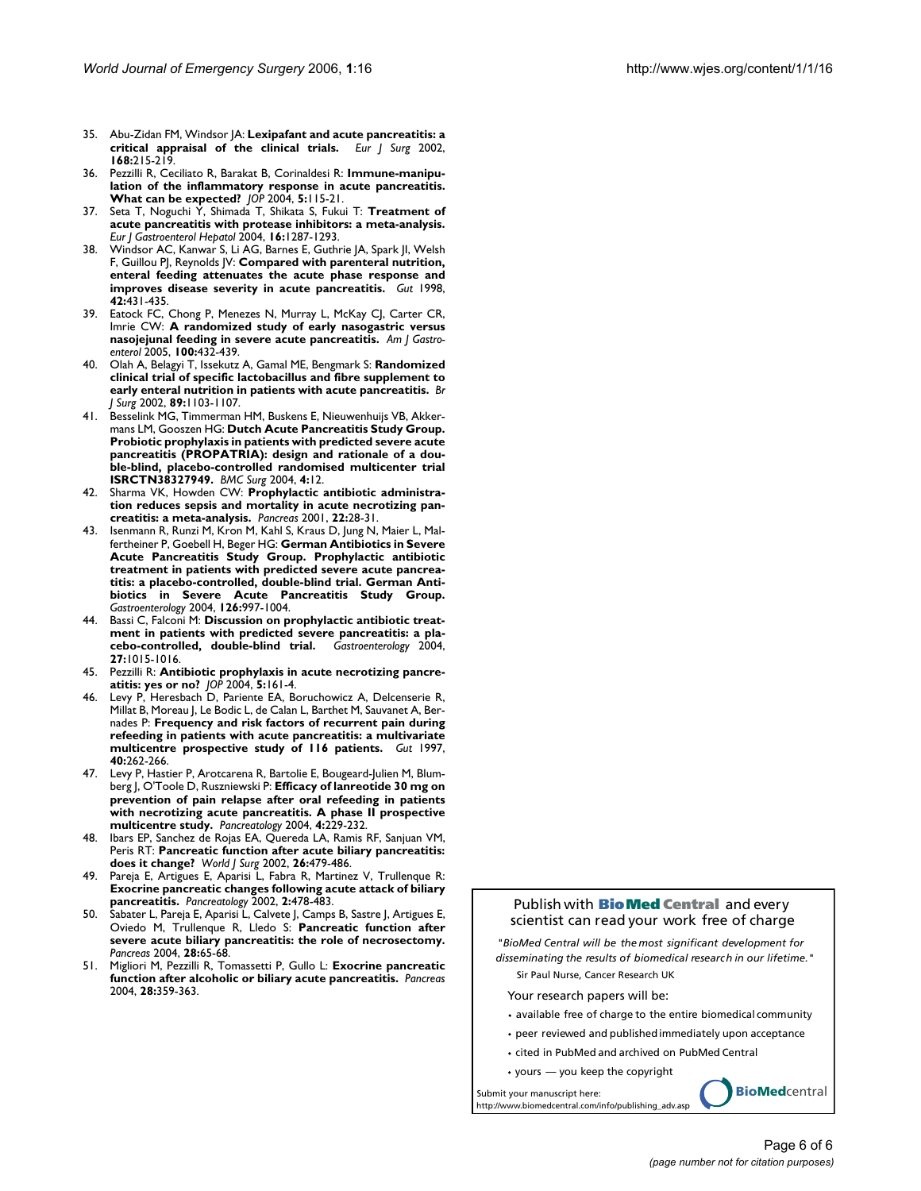35. Abu-Zidan FM, Windsor JA: **Lexipafant and acute pancreatitis: a critical appraisal of the clinical trials.** *Eur J Surg* 2002, **168:**215-219.
36. Pezzilli R, Ceciliato R, Barakat B, Corinaldesi R: **Immune-manipulation of the inflammatory response in acute pancreatitis. What can be expected?** *JOP* 2004, **5:**115-21.
37. Seta T, Noguchi Y, Shimada T, Shikata S, Fukui T: **Treatment of acute pancreatitis with protease inhibitors: a meta-analysis.** *Eur J Gastroenterol Hepatol* 2004, **16:**1287-1293.
38. Windsor AC, Kanwar S, Li AG, Barnes E, Guthrie JA, Spark JI, Welsh F, Guillou PJ, Reynolds JV: **Compared with parenteral nutrition, enteral feeding attenuates the acute phase response and improves disease severity in acute pancreatitis.** *Gut* 1998, **42:**431-435.
39. Eatock FC, Chong P, Menezes N, Murray L, McKay CJ, Carter CR, Imrie CW: **A randomized study of early nasogastric versus nasojejunal feeding in severe acute pancreatitis.** *Am J Gastroenterol* 2005, **100:**432-439.
40. Olah A, Belagyi T, Issekutz A, Gamal ME, Bengmark S: **Randomized clinical trial of specific lactobacillus and fibre supplement to early enteral nutrition in patients with acute pancreatitis.** *Br J Surg* 2002, **89:**1103-1107.
41. Besselink MG, Timmerman HM, Buskens E, Nieuwenhuijs VB, Akkermans LM, Gooszen HG: **Dutch Acute Pancreatitis Study Group. Probiotic prophylaxis in patients with predicted severe acute pancreatitis (PROPATRIA): design and rationale of a double-blind, placebo-controlled randomised multicenter trial ISRCTN38327949.** *BMC Surg* 2004, **4:**12.
42. Sharma VK, Howden CW: **Prophylactic antibiotic administration reduces sepsis and mortality in acute necrotizing pancreatitis: a meta-analysis.** *Pancreas* 2001, **22:**28-31.
43. Isenmann R, Runzi M, Kron M, Kahl S, Kraus D, Jung N, Maier L, Malfertheiner P, Goebell H, Beger HG: **German Antibiotics in Severe Acute Pancreatitis Study Group. Prophylactic antibiotic treatment in patients with predicted severe acute pancreatitis: a placebo-controlled, double-blind trial. German Antibiotics in Severe Acute Pancreatitis Study Group.** *Gastroenterology* 2004, **126:**997-1004.
44. Bassi C, Falconi M: **Discussion on prophylactic antibiotic treatment in patients with predicted severe pancreatitis: a placebo-controlled, double-blind trial.** *Gastroenterology* 2004, **27:**1015-1016.
45. Pezzilli R: **Antibiotic prophylaxis in acute necrotizing pancreatitis: yes or no?** *JOP* 2004, **5:**161-4.
46. Levy P, Heresbach D, Pariente EA, Boruchowicz A, Delcenserie R, Millat B, Moreau J, Le Bodic L, de Calan L, Barthet M, Sauvanet A, Bernades P: **Frequency and risk factors of recurrent pain during refeeding in patients with acute pancreatitis: a multivariate multicentre prospective study of 116 patients.** *Gut* 1997, **40:**262-266.
47. Levy P, Hastier P, Arotcarena R, Bartolie E, Bougeard-Julien M, Blumberg J, O'Toole D, Ruszniewski P: **Efficacy of lanreotide 30 mg on prevention of pain relapse after oral refeeding in patients with necrotizing acute pancreatitis. A phase II prospective multicentre study.** *Pancreatology* 2004, **4:**229-232.
48. Ibars EP, Sanchez de Rojas EA, Quereda LA, Ramis RF, Sanjuan VM, Peris RT: **Pancreatic function after acute biliary pancreatitis: does it change?** *World J Surg* 2002, **26:**479-486.
49. Pareja E, Artigues E, Aparisi L, Fabra R, Martinez V, Trullenque R: **Exocrine pancreatic changes following acute attack of biliary pancreatitis.** *Pancreatology* 2002, **2:**478-483.
50. Sabater L, Pareja E, Aparisi L, Calvete J, Camps B, Sastre J, Artigues E, Oviedo M, Trullenque R, Lledo S: **Pancreatic function after severe acute biliary pancreatitis: the role of necrosectomy.** *Pancreas* 2004, **28:**65-68.
51. Migliori M, Pezzilli R, Tomassetti P, Gullo L: **Exocrine pancreatic function after alcoholic or biliary acute pancreatitis.** *Pancreas* 2004, **28:**359-363.

Publish with **BioMed Central** and every scientist can read your work free of charge

*"BioMed Central will be the most significant development for disseminating the results of biomedical research in our lifetime."*
Sir Paul Nurse, Cancer Research UK

Your research papers will be:

- available free of charge to the entire biomedical community
- peer reviewed and published immediately upon acceptance
- cited in PubMed and archived on PubMed Central
- yours — you keep the copyright

Submit your manuscript here:
http://www.biomedcentral.com/info/publishing_adv.asp

BioMedcentral